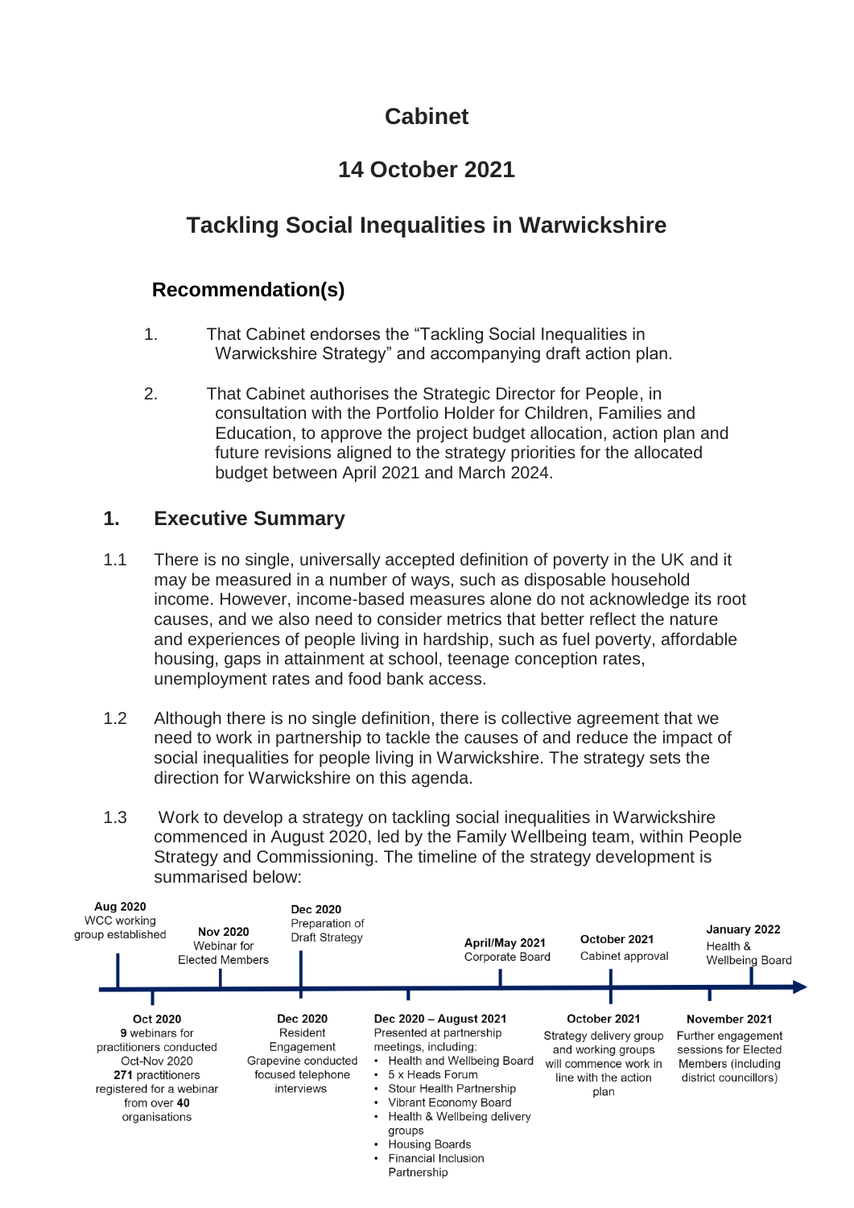# Cabinet

## 14 October 2021

## Tackling Social Inequalities in Warwickshire

### Recommendation(s)

1. That Cabinet endorses the "Tackling Social Inequalities in Warwickshire Strategy" and accompanying draft action plan.

2. That Cabinet authorises the Strategic Director for People, in consultation with the Portfolio Holder for Children, Families and Education, to approve the project budget allocation, action plan and future revisions aligned to the strategy priorities for the allocated budget between April 2021 and March 2024.

## 1. Executive Summary

1.1 There is no single, universally accepted definition of poverty in the UK and it may be measured in a number of ways, such as disposable household income. However, income-based measures alone do not acknowledge its root causes, and we also need to consider metrics that better reflect the nature and experiences of people living in hardship, such as fuel poverty, affordable housing, gaps in attainment at school, teenage conception rates, unemployment rates and food bank access.

1.2 Although there is no single definition, there is collective agreement that we need to work in partnership to tackle the causes of and reduce the impact of social inequalities for people living in Warwickshire. The strategy sets the direction for Warwickshire on this agenda.

1.3 Work to develop a strategy on tackling social inequalities in Warwickshire commenced in August 2020, led by the Family Wellbeing team, within People Strategy and Commissioning. The timeline of the strategy development is summarised below:

- **Aug 2020** – WCC working group established
- **Oct 2020** – **9** webinars for practitioners conducted Oct-Nov 2020; **271** practitioners registered for a webinar from over **40** organisations
- **Nov 2020** – Webinar for Elected Members
- **Dec 2020** – Preparation of Draft Strategy
- **Dec 2020** – Resident Engagement; Grapevine conducted focused telephone interviews
- **Dec 2020 – August 2021** – Presented at partnership meetings, including:
  - Health and Wellbeing Board
  - 5 x Heads Forum
  - Stour Health Partnership
  - Vibrant Economy Board
  - Health & Wellbeing delivery groups
  - Housing Boards
  - Financial Inclusion Partnership
- **April/May 2021** – Corporate Board
- **October 2021** – Cabinet approval
- **October 2021** – Strategy delivery group and working groups will commence work in line with the action plan
- **November 2021** – Further engagement sessions for Elected Members (including district councillors)
- **January 2022** – Health & Wellbeing Board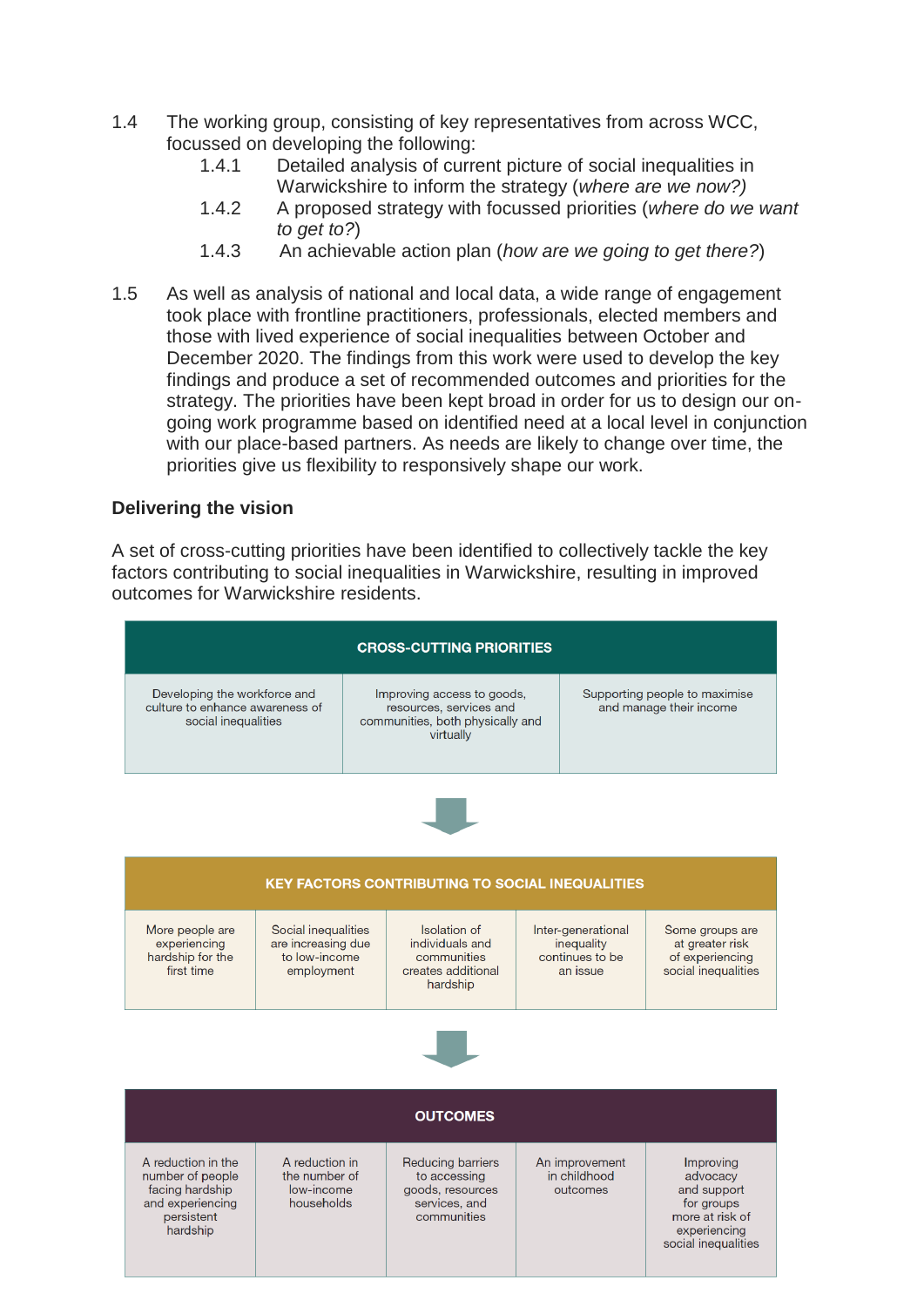1.4 The working group, consisting of key representatives from across WCC, focussed on developing the following:

- 1.4.1 Detailed analysis of current picture of social inequalities in Warwickshire to inform the strategy (*where are we now?)*
- 1.4.2 A proposed strategy with focussed priorities (*where do we want to get to?*)
- 1.4.3 An achievable action plan (*how are we going to get there?*)

1.5 As well as analysis of national and local data, a wide range of engagement took place with frontline practitioners, professionals, elected members and those with lived experience of social inequalities between October and December 2020. The findings from this work were used to develop the key findings and produce a set of recommended outcomes and priorities for the strategy. The priorities have been kept broad in order for us to design our on-going work programme based on identified need at a local level in conjunction with our place-based partners. As needs are likely to change over time, the priorities give us flexibility to responsively shape our work.

**Delivering the vision**

A set of cross-cutting priorities have been identified to collectively tackle the key factors contributing to social inequalities in Warwickshire, resulting in improved outcomes for Warwickshire residents.

| CROSS-CUTTING PRIORITIES | | |
|---|---|---|
| Developing the workforce and culture to enhance awareness of social inequalities | Improving access to goods, resources, services and communities, both physically and virtually | Supporting people to maximise and manage their income |

↓

| KEY FACTORS CONTRIBUTING TO SOCIAL INEQUALITIES | | | | |
|---|---|---|---|---|
| More people are experiencing hardship for the first time | Social inequalities are increasing due to low-income employment | Isolation of individuals and communities creates additional hardship | Inter-generational inequality continues to be an issue | Some groups are at greater risk of experiencing social inequalities |

↓

| OUTCOMES | | | | |
|---|---|---|---|---|
| A reduction in the number of people facing hardship and experiencing persistent hardship | A reduction in the number of low-income households | Reducing barriers to accessing goods, resources services, and communities | An improvement in childhood outcomes | Improving advocacy and support for groups more at risk of experiencing social inequalities |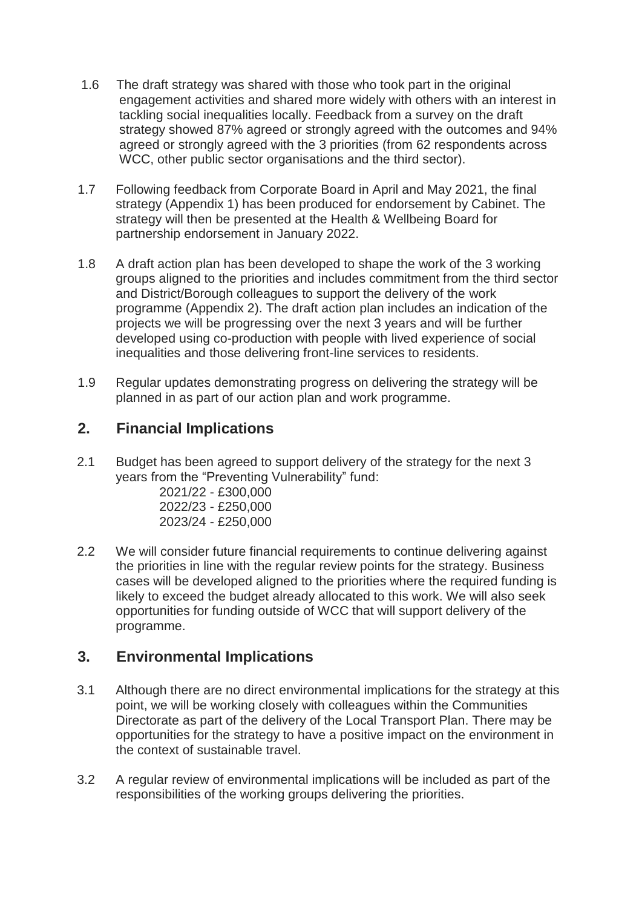1.6 The draft strategy was shared with those who took part in the original engagement activities and shared more widely with others with an interest in tackling social inequalities locally. Feedback from a survey on the draft strategy showed 87% agreed or strongly agreed with the outcomes and 94% agreed or strongly agreed with the 3 priorities (from 62 respondents across WCC, other public sector organisations and the third sector).

1.7 Following feedback from Corporate Board in April and May 2021, the final strategy (Appendix 1) has been produced for endorsement by Cabinet. The strategy will then be presented at the Health & Wellbeing Board for partnership endorsement in January 2022.

1.8 A draft action plan has been developed to shape the work of the 3 working groups aligned to the priorities and includes commitment from the third sector and District/Borough colleagues to support the delivery of the work programme (Appendix 2). The draft action plan includes an indication of the projects we will be progressing over the next 3 years and will be further developed using co-production with people with lived experience of social inequalities and those delivering front-line services to residents.

1.9 Regular updates demonstrating progress on delivering the strategy will be planned in as part of our action plan and work programme.

## 2. Financial Implications

2.1 Budget has been agreed to support delivery of the strategy for the next 3 years from the "Preventing Vulnerability" fund:

2021/22 - £300,000
2022/23 - £250,000
2023/24 - £250,000

2.2 We will consider future financial requirements to continue delivering against the priorities in line with the regular review points for the strategy. Business cases will be developed aligned to the priorities where the required funding is likely to exceed the budget already allocated to this work. We will also seek opportunities for funding outside of WCC that will support delivery of the programme.

## 3. Environmental Implications

3.1 Although there are no direct environmental implications for the strategy at this point, we will be working closely with colleagues within the Communities Directorate as part of the delivery of the Local Transport Plan. There may be opportunities for the strategy to have a positive impact on the environment in the context of sustainable travel.

3.2 A regular review of environmental implications will be included as part of the responsibilities of the working groups delivering the priorities.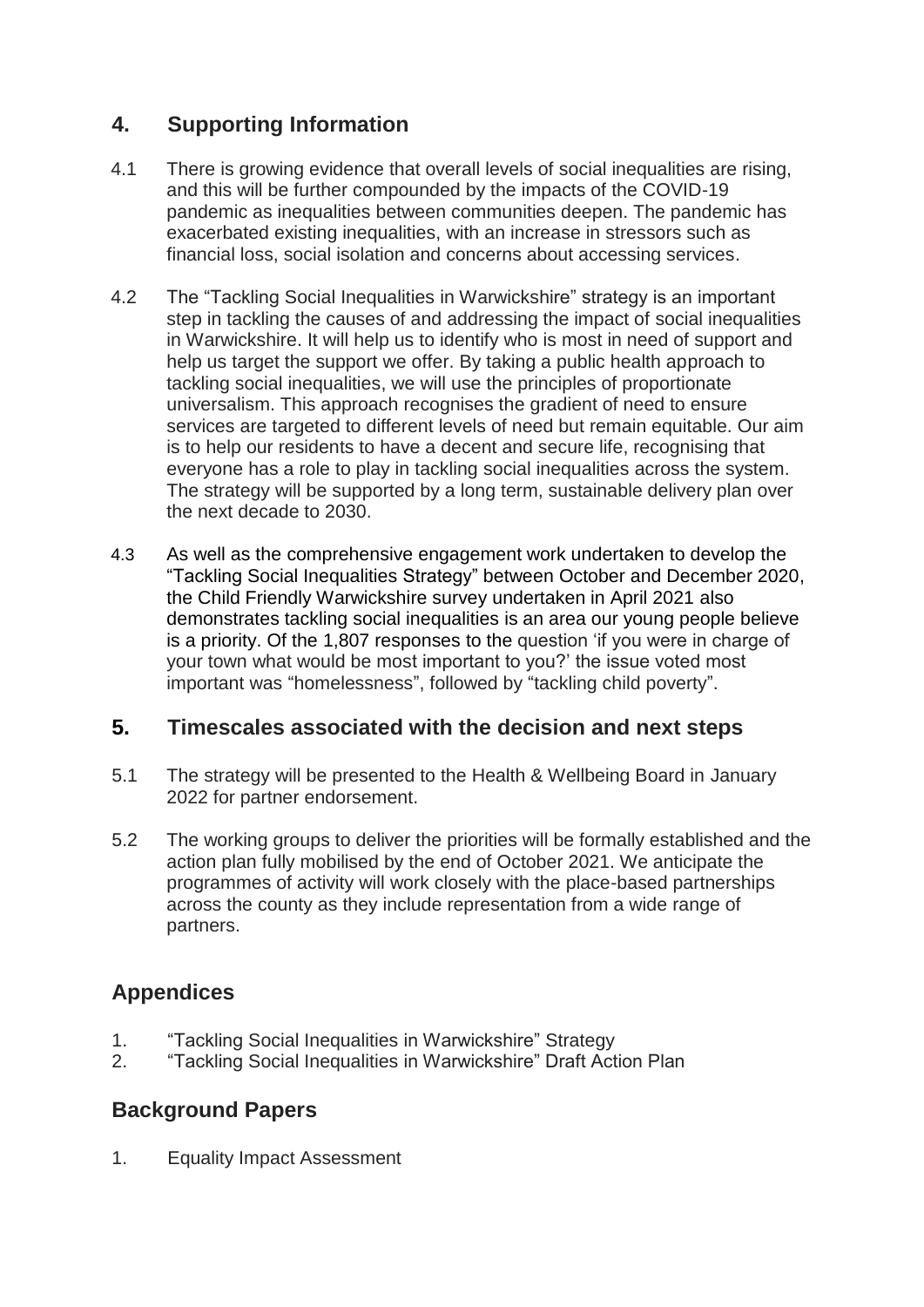## 4. Supporting Information

4.1 There is growing evidence that overall levels of social inequalities are rising, and this will be further compounded by the impacts of the COVID-19 pandemic as inequalities between communities deepen. The pandemic has exacerbated existing inequalities, with an increase in stressors such as financial loss, social isolation and concerns about accessing services.

4.2 The "Tackling Social Inequalities in Warwickshire" strategy is an important step in tackling the causes of and addressing the impact of social inequalities in Warwickshire. It will help us to identify who is most in need of support and help us target the support we offer. By taking a public health approach to tackling social inequalities, we will use the principles of proportionate universalism. This approach recognises the gradient of need to ensure services are targeted to different levels of need but remain equitable. Our aim is to help our residents to have a decent and secure life, recognising that everyone has a role to play in tackling social inequalities across the system. The strategy will be supported by a long term, sustainable delivery plan over the next decade to 2030.

4.3 As well as the comprehensive engagement work undertaken to develop the "Tackling Social Inequalities Strategy" between October and December 2020, the Child Friendly Warwickshire survey undertaken in April 2021 also demonstrates tackling social inequalities is an area our young people believe is a priority. Of the 1,807 responses to the question 'if you were in charge of your town what would be most important to you?' the issue voted most important was "homelessness", followed by "tackling child poverty".

## 5. Timescales associated with the decision and next steps

5.1 The strategy will be presented to the Health & Wellbeing Board in January 2022 for partner endorsement.

5.2 The working groups to deliver the priorities will be formally established and the action plan fully mobilised by the end of October 2021. We anticipate the programmes of activity will work closely with the place-based partnerships across the county as they include representation from a wide range of partners.

## Appendices

1. "Tackling Social Inequalities in Warwickshire" Strategy
2. "Tackling Social Inequalities in Warwickshire" Draft Action Plan

## Background Papers

1. Equality Impact Assessment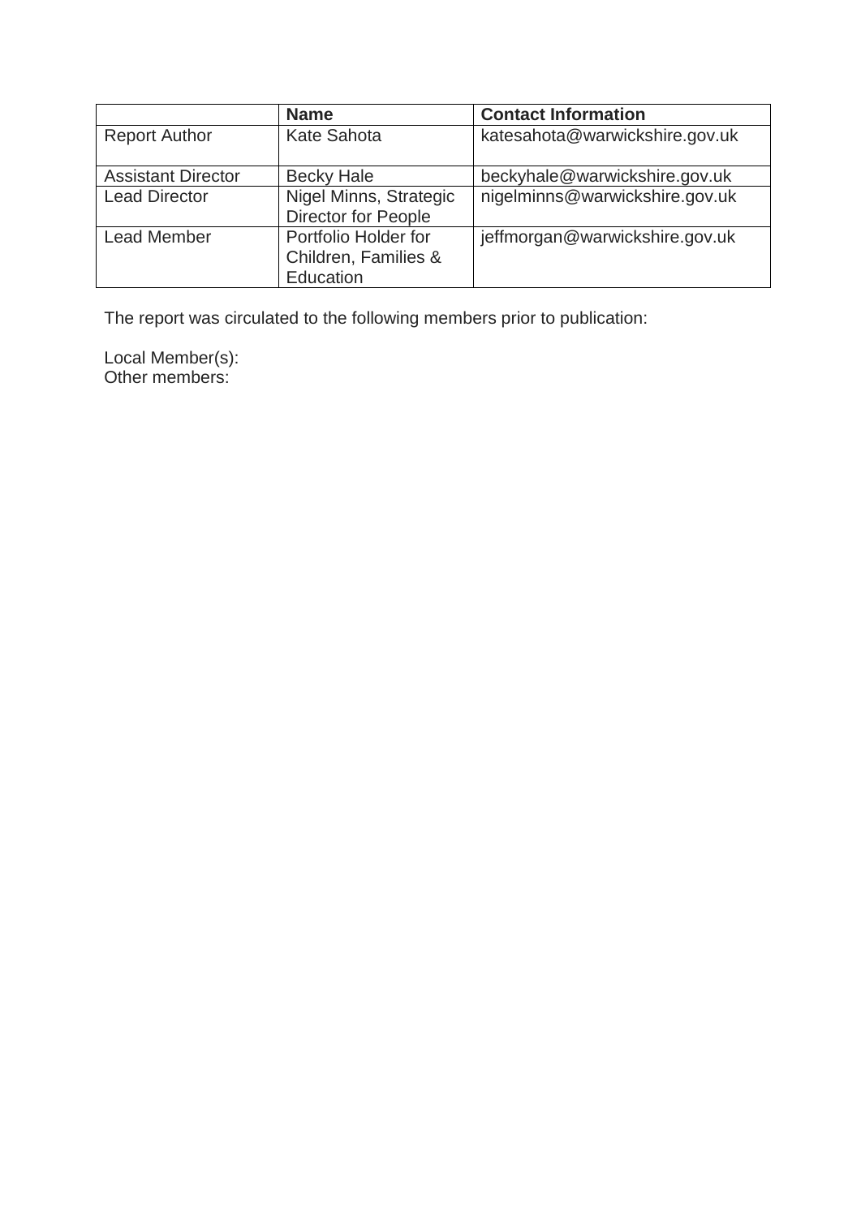| | Name | Contact Information |
| --- | --- | --- |
| Report Author | Kate Sahota | katesahota@warwickshire.gov.uk |
| Assistant Director | Becky Hale | beckyhale@warwickshire.gov.uk |
| Lead Director | Nigel Minns, Strategic Director for People | nigelminns@warwickshire.gov.uk |
| Lead Member | Portfolio Holder for Children, Families & Education | jeffmorgan@warwickshire.gov.uk |

The report was circulated to the following members prior to publication:

Local Member(s):
Other members: